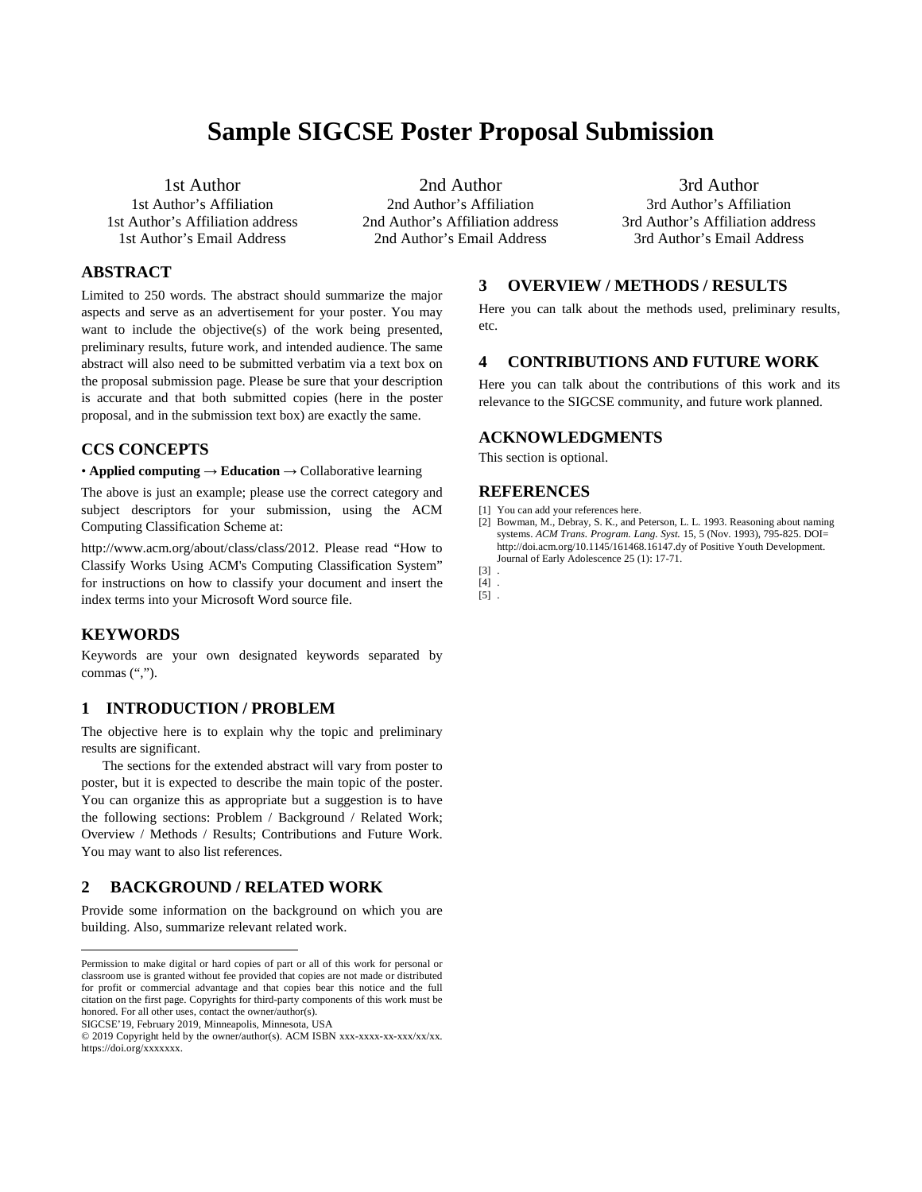# Sample SIGCSE Poster Proposal Submission

1st Author
1st Author's Affiliation
1st Author's Affiliation address
1st Author's Email Address

2nd Author
2nd Author's Affiliation
2nd Author's Affiliation address
2nd Author's Email Address

3rd Author
3rd Author's Affiliation
3rd Author's Affiliation address
3rd Author's Email Address

## ABSTRACT

Limited to 250 words. The abstract should summarize the major aspects and serve as an advertisement for your poster. You may want to include the objective(s) of the work being presented, preliminary results, future work, and intended audience. The same abstract will also need to be submitted verbatim via a text box on the proposal submission page. Please be sure that your description is accurate and that both submitted copies (here in the poster proposal, and in the submission text box) are exactly the same.

## CCS CONCEPTS

• **Applied computing** → **Education** → Collaborative learning

The above is just an example; please use the correct category and subject descriptors for your submission, using the ACM Computing Classification Scheme at:

http://www.acm.org/about/class/class/2012. Please read "How to Classify Works Using ACM's Computing Classification System" for instructions on how to classify your document and insert the index terms into your Microsoft Word source file.

## KEYWORDS

Keywords are your own designated keywords separated by commas (",").

## 1 INTRODUCTION / PROBLEM

The objective here is to explain why the topic and preliminary results are significant.

The sections for the extended abstract will vary from poster to poster, but it is expected to describe the main topic of the poster. You can organize this as appropriate but a suggestion is to have the following sections: Problem / Background / Related Work; Overview / Methods / Results; Contributions and Future Work. You may want to also list references.

## 2 BACKGROUND / RELATED WORK

Provide some information on the background on which you are building. Also, summarize relevant related work.

## 3 OVERVIEW / METHODS / RESULTS

Here you can talk about the methods used, preliminary results, etc.

## 4 CONTRIBUTIONS AND FUTURE WORK

Here you can talk about the contributions of this work and its relevance to the SIGCSE community, and future work planned.

## ACKNOWLEDGMENTS

This section is optional.

## REFERENCES

[1] You can add your references here.

[2] Bowman, M., Debray, S. K., and Peterson, L. L. 1993. Reasoning about naming systems. *ACM Trans. Program. Lang. Syst.* 15, 5 (Nov. 1993), 795-825. DOI= http://doi.acm.org/10.1145/161468.16147.dy of Positive Youth Development. Journal of Early Adolescence 25 (1): 17-71.

[3] .

[4] .

[5] .

---

Permission to make digital or hard copies of part or all of this work for personal or classroom use is granted without fee provided that copies are not made or distributed for profit or commercial advantage and that copies bear this notice and the full citation on the first page. Copyrights for third-party components of this work must be honored. For all other uses, contact the owner/author(s).
SIGCSE'19, February 2019, Minneapolis, Minnesota, USA
© 2019 Copyright held by the owner/author(s). ACM ISBN xxx-xxxx-xx-xxx/xx/xx. https://doi.org/xxxxxxx.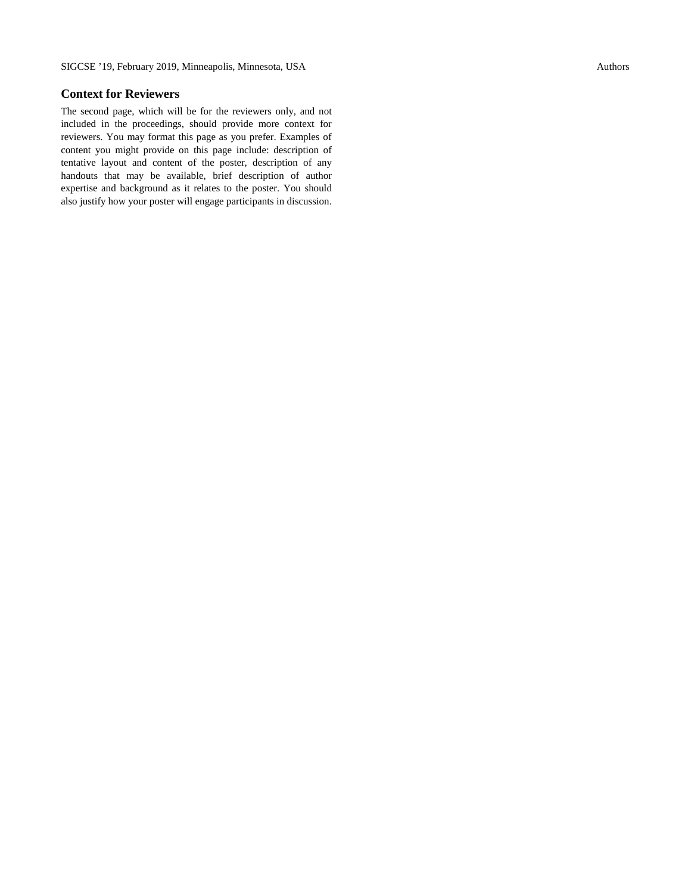## Context for Reviewers

The second page, which will be for the reviewers only, and not included in the proceedings, should provide more context for reviewers. You may format this page as you prefer. Examples of content you might provide on this page include: description of tentative layout and content of the poster, description of any handouts that may be available, brief description of author expertise and background as it relates to the poster. You should also justify how your poster will engage participants in discussion.